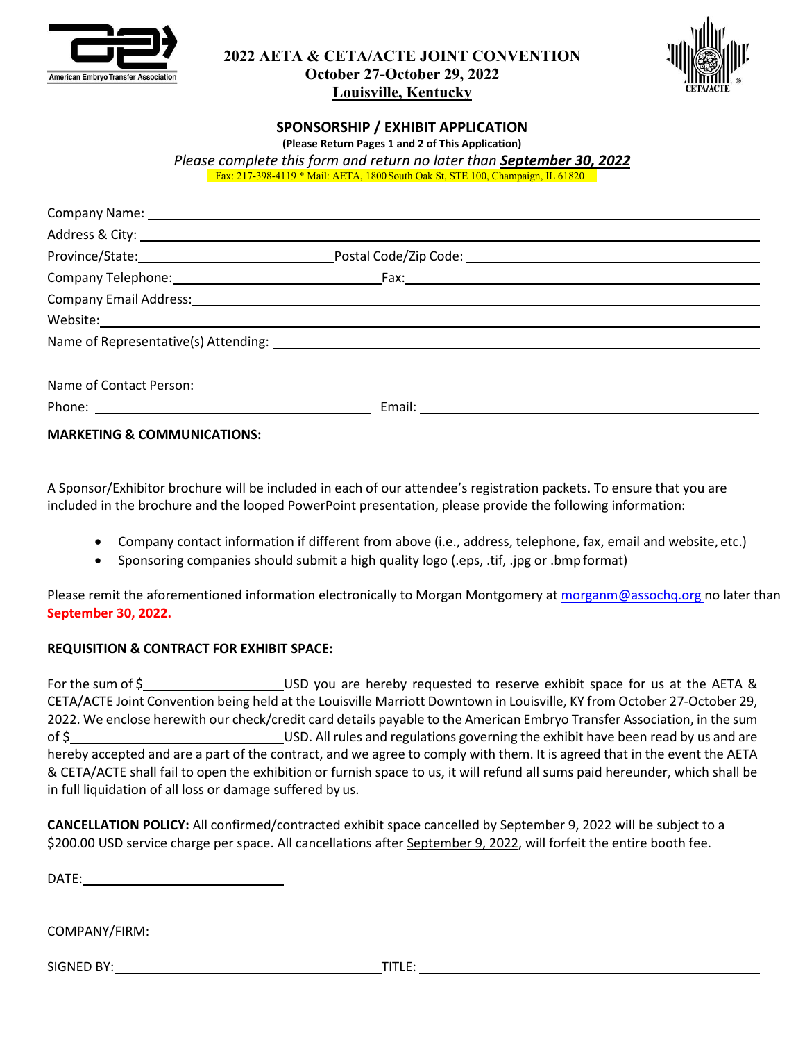# 2022 AETA & CETA/ACTE JOINT CONVENTION
**October 27-October 29, 2022**
**Louisville, Kentucky**

## SPONSORSHIP / EXHIBIT APPLICATION

**(Please Return Pages 1 and 2 of This Application)**

*Please complete this form and return no later than* ***September 30, 2022***

Fax: 217-398-4119 * Mail: AETA, 1800 South Oak St, STE 100, Champaign, IL 61820

Company Name: ____________________

Address & City: ____________________

Province/State: ____________________ Postal Code/Zip Code: ____________________

Company Telephone: ____________________ Fax: ____________________

Company Email Address: ____________________

Website: ____________________

Name of Representative(s) Attending: ____________________

Name of Contact Person: ____________________

Phone: ____________________ Email: ____________________

**MARKETING & COMMUNICATIONS:**

A Sponsor/Exhibitor brochure will be included in each of our attendee's registration packets. To ensure that you are included in the brochure and the looped PowerPoint presentation, please provide the following information:

- Company contact information if different from above (i.e., address, telephone, fax, email and website, etc.)
- Sponsoring companies should submit a high quality logo (.eps, .tif, .jpg or .bmp format)

Please remit the aforementioned information electronically to Morgan Montgomery at morganm@assochq.org no later than **September 30, 2022.**

**REQUISITION & CONTRACT FOR EXHIBIT SPACE:**

For the sum of $____________________USD you are hereby requested to reserve exhibit space for us at the AETA & CETA/ACTE Joint Convention being held at the Louisville Marriott Downtown in Louisville, KY from October 27-October 29, 2022. We enclose herewith our check/credit card details payable to the American Embryo Transfer Association, in the sum of $____________________USD. All rules and regulations governing the exhibit have been read by us and are hereby accepted and are a part of the contract, and we agree to comply with them. It is agreed that in the event the AETA & CETA/ACTE shall fail to open the exhibition or furnish space to us, it will refund all sums paid hereunder, which shall be in full liquidation of all loss or damage suffered by us.

**CANCELLATION POLICY:** All confirmed/contracted exhibit space cancelled by September 9, 2022 will be subject to a $200.00 USD service charge per space. All cancellations after September 9, 2022, will forfeit the entire booth fee.

DATE: ____________________

COMPANY/FIRM: ____________________

SIGNED BY: ____________________ TITLE: ____________________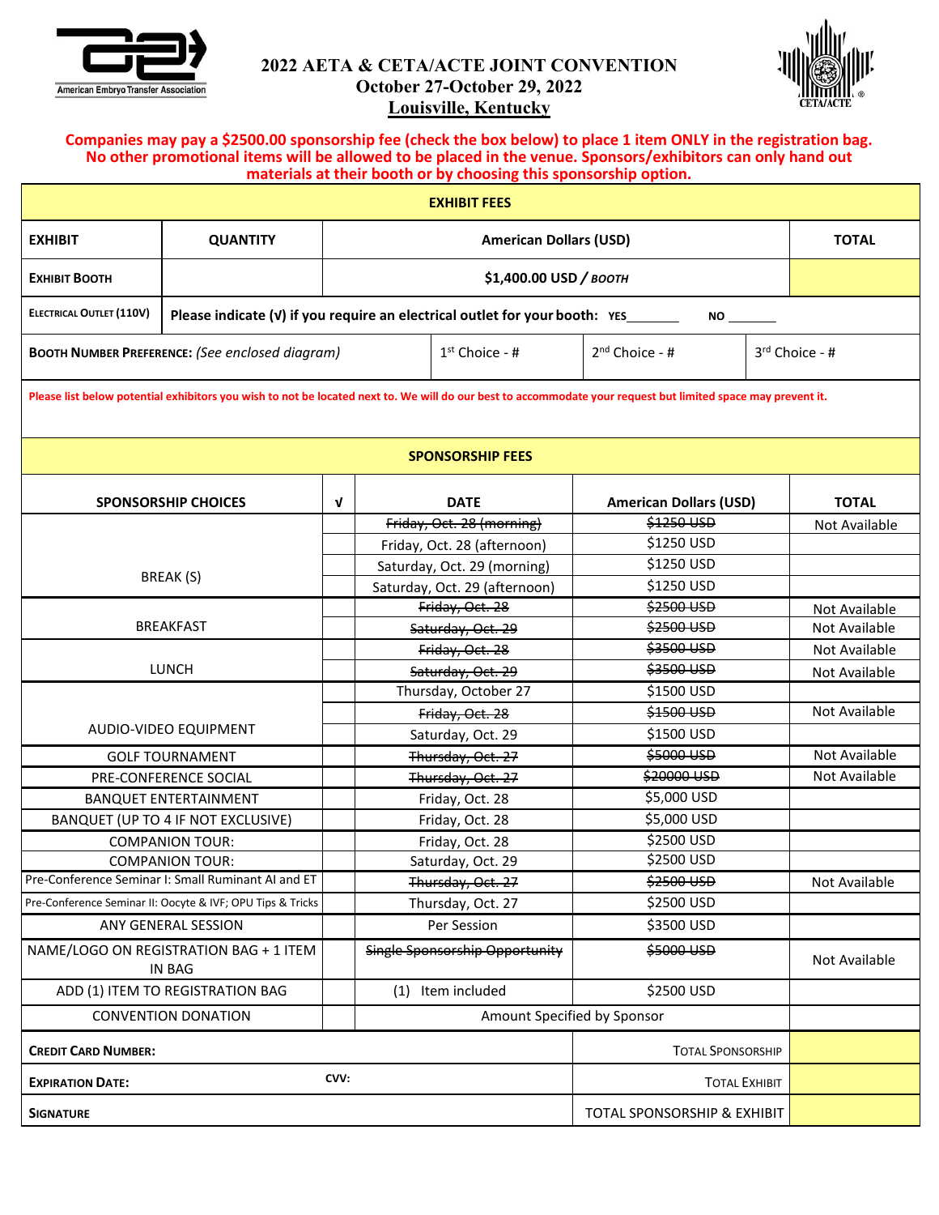# 2022 AETA & CETA/ACTE JOINT CONVENTION

**October 27-October 29, 2022**

**Louisville, Kentucky**

**Companies may pay a $2500.00 sponsorship fee (check the box below) to place 1 item ONLY in the registration bag. No other promotional items will be allowed to be placed in the venue. Sponsors/exhibitors can only hand out materials at their booth or by choosing this sponsorship option.**

## EXHIBIT FEES

| EXHIBIT | QUANTITY | American Dollars (USD) | | | TOTAL |
|---|---|---|---|---|---|
| EXHIBIT BOOTH | | $1,400.00 USD / *BOOTH* | | | |
| ELECTRICAL OUTLET (110V) | Please indicate (√) if you require an electrical outlet for your booth: YES_______ NO _______ | | | | |
| BOOTH NUMBER PREFERENCE: *(See enclosed diagram)* | | | 1st Choice - # | 2nd Choice - # | 3rd Choice - # |

**Please list below potential exhibitors you wish to not be located next to. We will do our best to accommodate your request but limited space may prevent it.**

## SPONSORSHIP FEES

| SPONSORSHIP CHOICES | √ | DATE | American Dollars (USD) | TOTAL |
|---|---|---|---|---|
| BREAK (S) | | ~~Friday, Oct. 28 (morning)~~ | ~~$1250 USD~~ | Not Available |
| | | Friday, Oct. 28 (afternoon) | $1250 USD | |
| | | Saturday, Oct. 29 (morning) | $1250 USD | |
| | | Saturday, Oct. 29 (afternoon) | $1250 USD | |
| BREAKFAST | | ~~Friday, Oct. 28~~ | ~~$2500 USD~~ | Not Available |
| | | ~~Saturday, Oct. 29~~ | ~~$2500 USD~~ | Not Available |
| LUNCH | | ~~Friday, Oct. 28~~ | ~~$3500 USD~~ | Not Available |
| | | ~~Saturday, Oct. 29~~ | ~~$3500 USD~~ | Not Available |
| AUDIO-VIDEO EQUIPMENT | | Thursday, October 27 | $1500 USD | |
| | | ~~Friday, Oct. 28~~ | ~~$1500 USD~~ | Not Available |
| | | Saturday, Oct. 29 | $1500 USD | |
| GOLF TOURNAMENT | | ~~Thursday, Oct. 27~~ | ~~$5000 USD~~ | Not Available |
| PRE-CONFERENCE SOCIAL | | ~~Thursday, Oct. 27~~ | ~~$20000 USD~~ | Not Available |
| BANQUET ENTERTAINMENT | | Friday, Oct. 28 | $5,000 USD | |
| BANQUET (UP TO 4 IF NOT EXCLUSIVE) | | Friday, Oct. 28 | $5,000 USD | |
| COMPANION TOUR: | | Friday, Oct. 28 | $2500 USD | |
| COMPANION TOUR: | | Saturday, Oct. 29 | $2500 USD | |
| Pre-Conference Seminar I: Small Ruminant AI and ET | | ~~Thursday, Oct. 27~~ | ~~$2500 USD~~ | Not Available |
| Pre-Conference Seminar II: Oocyte & IVF; OPU Tips & Tricks | | Thursday, Oct. 27 | $2500 USD | |
| ANY GENERAL SESSION | | Per Session | $3500 USD | |
| NAME/LOGO ON REGISTRATION BAG + 1 ITEM IN BAG | | ~~Single Sponsorship Opportunity~~ | ~~$5000 USD~~ | Not Available |
| ADD (1) ITEM TO REGISTRATION BAG | | (1) Item included | $2500 USD | |
| CONVENTION DONATION | | Amount Specified by Sponsor | | |

| | | | |
|---|---|---|---|
| **CREDIT CARD NUMBER:** | | TOTAL SPONSORSHIP | |
| **EXPIRATION DATE:** | **CVV:** | TOTAL EXHIBIT | |
| **SIGNATURE** | | TOTAL SPONSORSHIP & EXHIBIT | |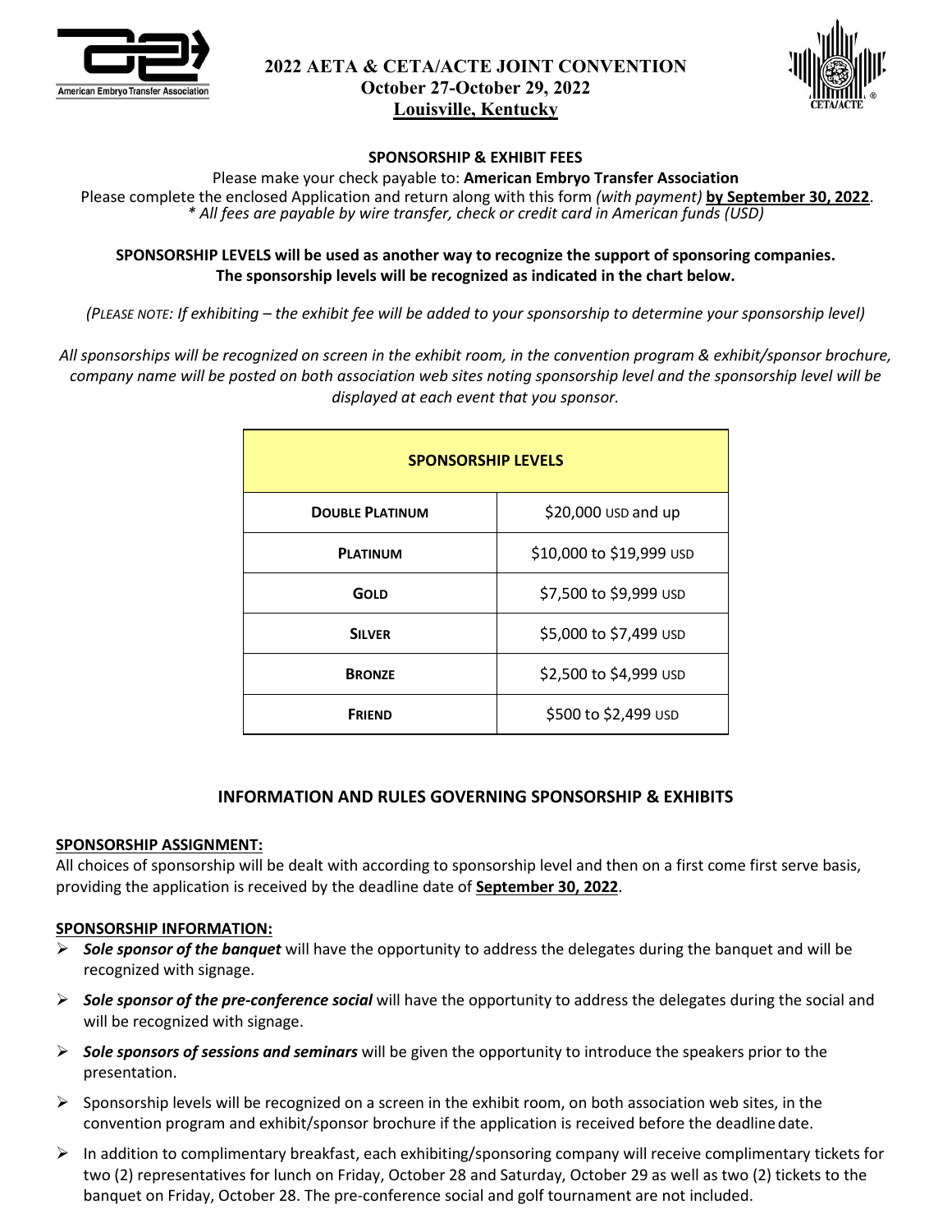# 2022 AETA & CETA/ACTE JOINT CONVENTION
**October 27-October 29, 2022**
**Louisville, Kentucky**

## SPONSORSHIP & EXHIBIT FEES

Please make your check payable to: **American Embryo Transfer Association**
Please complete the enclosed Application and return along with this form *(with payment)* **by September 30, 2022**.
*\* All fees are payable by wire transfer, check or credit card in American funds (USD)*

**SPONSORSHIP LEVELS will be used as another way to recognize the support of sponsoring companies. The sponsorship levels will be recognized as indicated in the chart below.**

*(PLEASE NOTE: If exhibiting – the exhibit fee will be added to your sponsorship to determine your sponsorship level)*

*All sponsorships will be recognized on screen in the exhibit room, in the convention program & exhibit/sponsor brochure, company name will be posted on both association web sites noting sponsorship level and the sponsorship level will be displayed at each event that you sponsor.*

| SPONSORSHIP LEVELS | |
|---|---|
| **DOUBLE PLATINUM** | $20,000 USD and up |
| **PLATINUM** | $10,000 to $19,999 USD |
| **GOLD** | $7,500 to $9,999 USD |
| **SILVER** | $5,000 to $7,499 USD |
| **BRONZE** | $2,500 to $4,999 USD |
| **FRIEND** | $500 to $2,499 USD |

## INFORMATION AND RULES GOVERNING SPONSORSHIP & EXHIBITS

**SPONSORSHIP ASSIGNMENT:**
All choices of sponsorship will be dealt with according to sponsorship level and then on a first come first serve basis, providing the application is received by the deadline date of **September 30, 2022**.

**SPONSORSHIP INFORMATION:**

- ***Sole sponsor of the banquet*** will have the opportunity to address the delegates during the banquet and will be recognized with signage.
- ***Sole sponsor of the pre-conference social*** will have the opportunity to address the delegates during the social and will be recognized with signage.
- ***Sole sponsors of sessions and seminars*** will be given the opportunity to introduce the speakers prior to the presentation.
- Sponsorship levels will be recognized on a screen in the exhibit room, on both association web sites, in the convention program and exhibit/sponsor brochure if the application is received before the deadline date.
- In addition to complimentary breakfast, each exhibiting/sponsoring company will receive complimentary tickets for two (2) representatives for lunch on Friday, October 28 and Saturday, October 29 as well as two (2) tickets to the banquet on Friday, October 28. The pre-conference social and golf tournament are not included.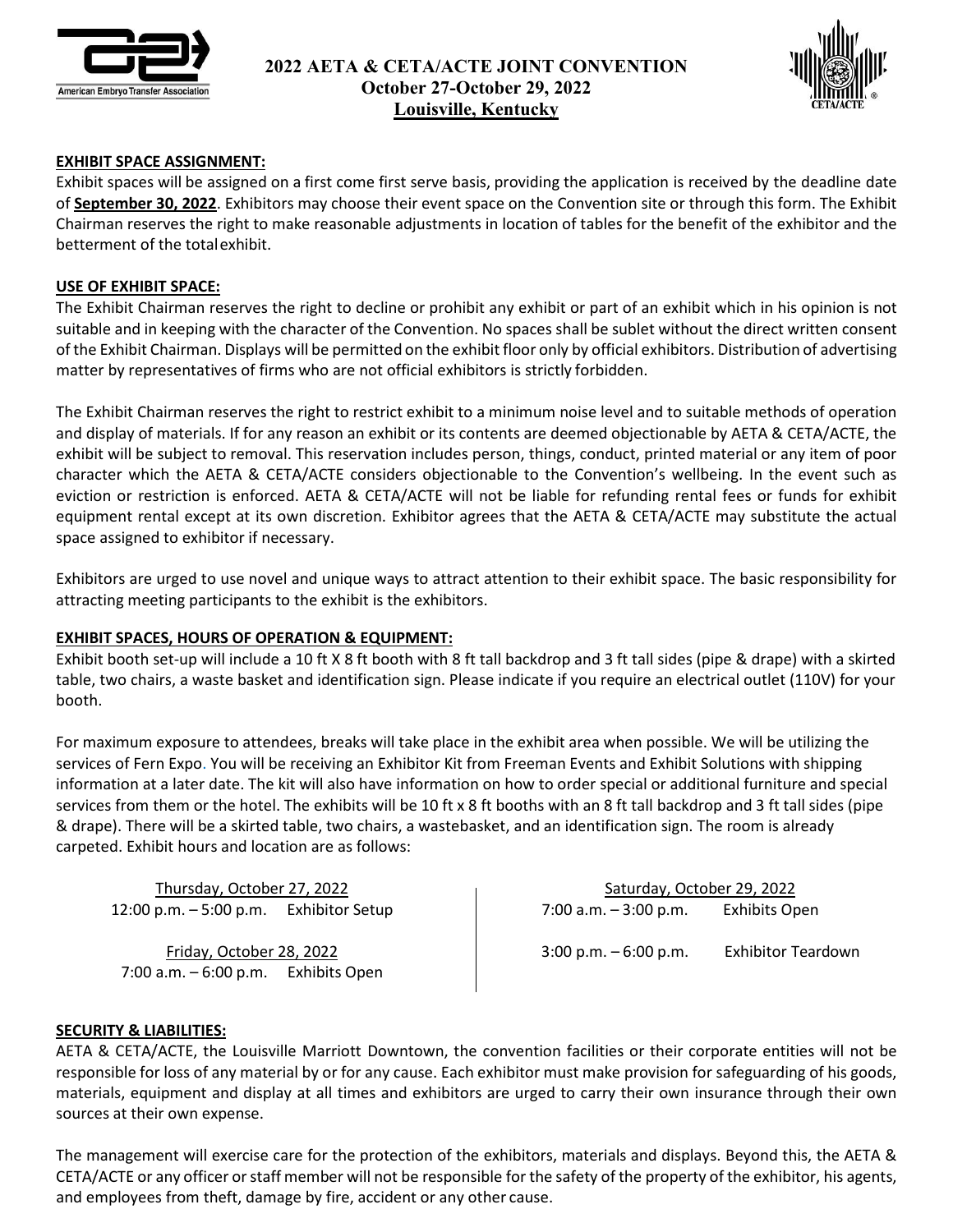# 2022 AETA & CETA/ACTE JOINT CONVENTION
## October 27-October 29, 2022
## Louisville, Kentucky

**EXHIBIT SPACE ASSIGNMENT:**

Exhibit spaces will be assigned on a first come first serve basis, providing the application is received by the deadline date of **September 30, 2022**. Exhibitors may choose their event space on the Convention site or through this form. The Exhibit Chairman reserves the right to make reasonable adjustments in location of tables for the benefit of the exhibitor and the betterment of the total exhibit.

**USE OF EXHIBIT SPACE:**

The Exhibit Chairman reserves the right to decline or prohibit any exhibit or part of an exhibit which in his opinion is not suitable and in keeping with the character of the Convention. No spaces shall be sublet without the direct written consent of the Exhibit Chairman. Displays will be permitted on the exhibit floor only by official exhibitors. Distribution of advertising matter by representatives of firms who are not official exhibitors is strictly forbidden.

The Exhibit Chairman reserves the right to restrict exhibit to a minimum noise level and to suitable methods of operation and display of materials. If for any reason an exhibit or its contents are deemed objectionable by AETA & CETA/ACTE, the exhibit will be subject to removal. This reservation includes person, things, conduct, printed material or any item of poor character which the AETA & CETA/ACTE considers objectionable to the Convention's wellbeing. In the event such as eviction or restriction is enforced. AETA & CETA/ACTE will not be liable for refunding rental fees or funds for exhibit equipment rental except at its own discretion. Exhibitor agrees that the AETA & CETA/ACTE may substitute the actual space assigned to exhibitor if necessary.

Exhibitors are urged to use novel and unique ways to attract attention to their exhibit space. The basic responsibility for attracting meeting participants to the exhibit is the exhibitors.

**EXHIBIT SPACES, HOURS OF OPERATION & EQUIPMENT:**

Exhibit booth set-up will include a 10 ft X 8 ft booth with 8 ft tall backdrop and 3 ft tall sides (pipe & drape) with a skirted table, two chairs, a waste basket and identification sign. Please indicate if you require an electrical outlet (110V) for your booth.

For maximum exposure to attendees, breaks will take place in the exhibit area when possible. We will be utilizing the services of Fern Expo. You will be receiving an Exhibitor Kit from Freeman Events and Exhibit Solutions with shipping information at a later date. The kit will also have information on how to order special or additional furniture and special services from them or the hotel. The exhibits will be 10 ft x 8 ft booths with an 8 ft tall backdrop and 3 ft tall sides (pipe & drape). There will be a skirted table, two chairs, a wastebasket, and an identification sign. The room is already carpeted. Exhibit hours and location are as follows:

Thursday, October 27, 2022
12:00 p.m. – 5:00 p.m. Exhibitor Setup

Friday, October 28, 2022
7:00 a.m. – 6:00 p.m. Exhibits Open

Saturday, October 29, 2022
7:00 a.m. – 3:00 p.m. Exhibits Open

3:00 p.m. – 6:00 p.m. Exhibitor Teardown

**SECURITY & LIABILITIES:**

AETA & CETA/ACTE, the Louisville Marriott Downtown, the convention facilities or their corporate entities will not be responsible for loss of any material by or for any cause. Each exhibitor must make provision for safeguarding of his goods, materials, equipment and display at all times and exhibitors are urged to carry their own insurance through their own sources at their own expense.

The management will exercise care for the protection of the exhibitors, materials and displays. Beyond this, the AETA & CETA/ACTE or any officer or staff member will not be responsible for the safety of the property of the exhibitor, his agents, and employees from theft, damage by fire, accident or any other cause.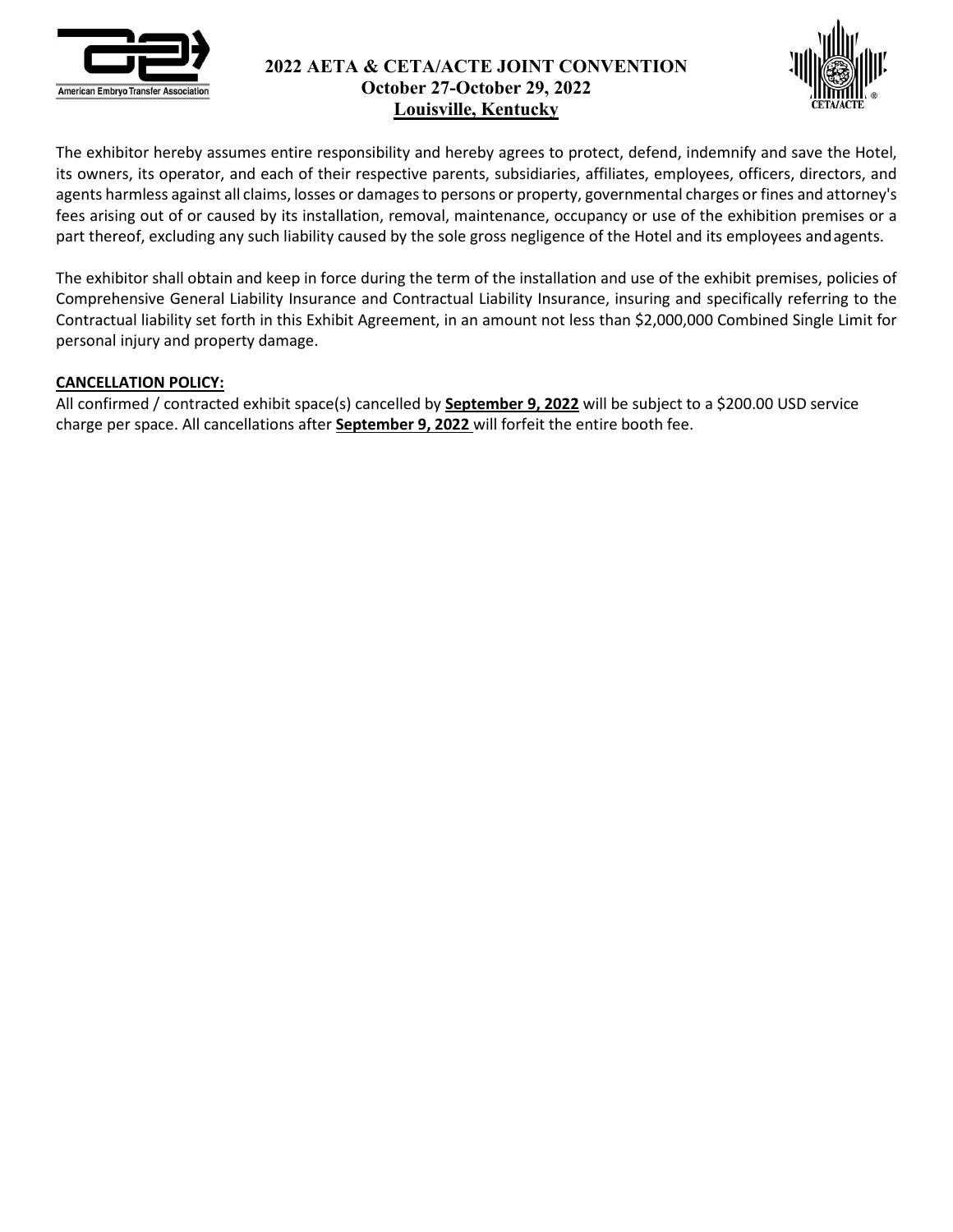The exhibitor hereby assumes entire responsibility and hereby agrees to protect, defend, indemnify and save the Hotel, its owners, its operator, and each of their respective parents, subsidiaries, affiliates, employees, officers, directors, and agents harmless against all claims, losses or damages to persons or property, governmental charges or fines and attorney's fees arising out of or caused by its installation, removal, maintenance, occupancy or use of the exhibition premises or a part thereof, excluding any such liability caused by the sole gross negligence of the Hotel and its employees and agents.

The exhibitor shall obtain and keep in force during the term of the installation and use of the exhibit premises, policies of Comprehensive General Liability Insurance and Contractual Liability Insurance, insuring and specifically referring to the Contractual liability set forth in this Exhibit Agreement, in an amount not less than $2,000,000 Combined Single Limit for personal injury and property damage.

**CANCELLATION POLICY:**

All confirmed / contracted exhibit space(s) cancelled by **September 9, 2022** will be subject to a $200.00 USD service charge per space. All cancellations after **September 9, 2022** will forfeit the entire booth fee.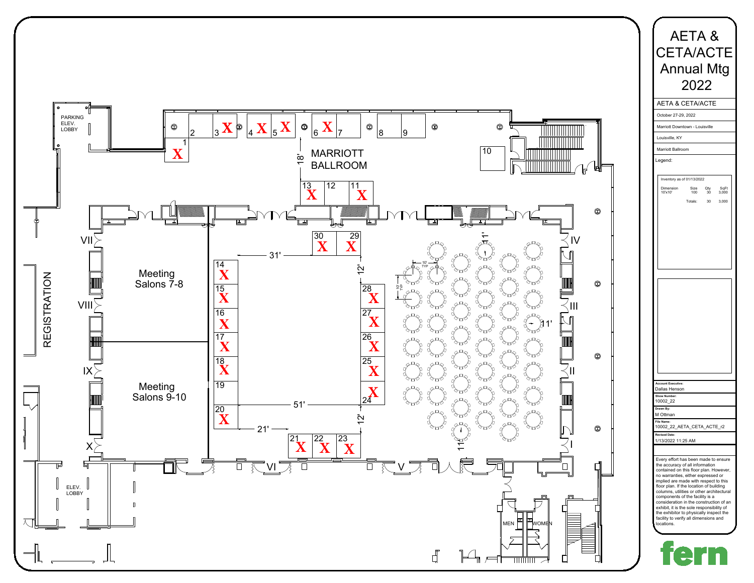# AETA & CETA/ACTE Annual Mtg 2022

AETA & CETA/ACTE

October 27-29, 2022

Marriott Downtown - Louisville

Louisville, KY

Marriott Ballroom

Legend:

Inventory as of 01/13/2022

| Dimension | Size | Qty | SqFt |
|---|---|---|---|
| 10'x10' | 100 | 30 | 3,000 |
| | Totals: | 30 | 3,000 |

**Account Executive:**
Dallas Henson

**Show Number:**
10002_22

**Drawn By:**
M Ottman

**File Name:**
10002_22_AETA_CETA_ACTE_r2

**Revised Date:**
1/13/2022 11:25 AM

Every effort has been made to ensure the accuracy of all information contained on this floor plan. However, no warranties, either expressed or implied are made with respect to this floor plan. If the location of building columns, utilities or other architectural components of the facility is a consideration in the construction of an exhibit, it is the sole responsibility of the exhibitor to physically inspect the facility to verify all dimensions and locations.

fern

PARKING ELEV. LOBBY

MARRIOTT BALLROOM

18'

REGISTRATION

Meeting Salons 7-8

Meeting Salons 9-10

ELEV. LOBBY

MEN

WOMEN

VII VIII IX X VI V IV III II I

31'

12'

51'

21'

12'

10' TYP

10' TYP

11'

11'

11'

1 X
2
3 X
4 X
5 X
6 X
7
8
9
10
11 X
12
13 X
14 X
15 X
16 X
17 X
18 X
19
20 X
21 X
22 X
23 X
24 X
25 X
26 X
27 X
28 X
29 X
30 X